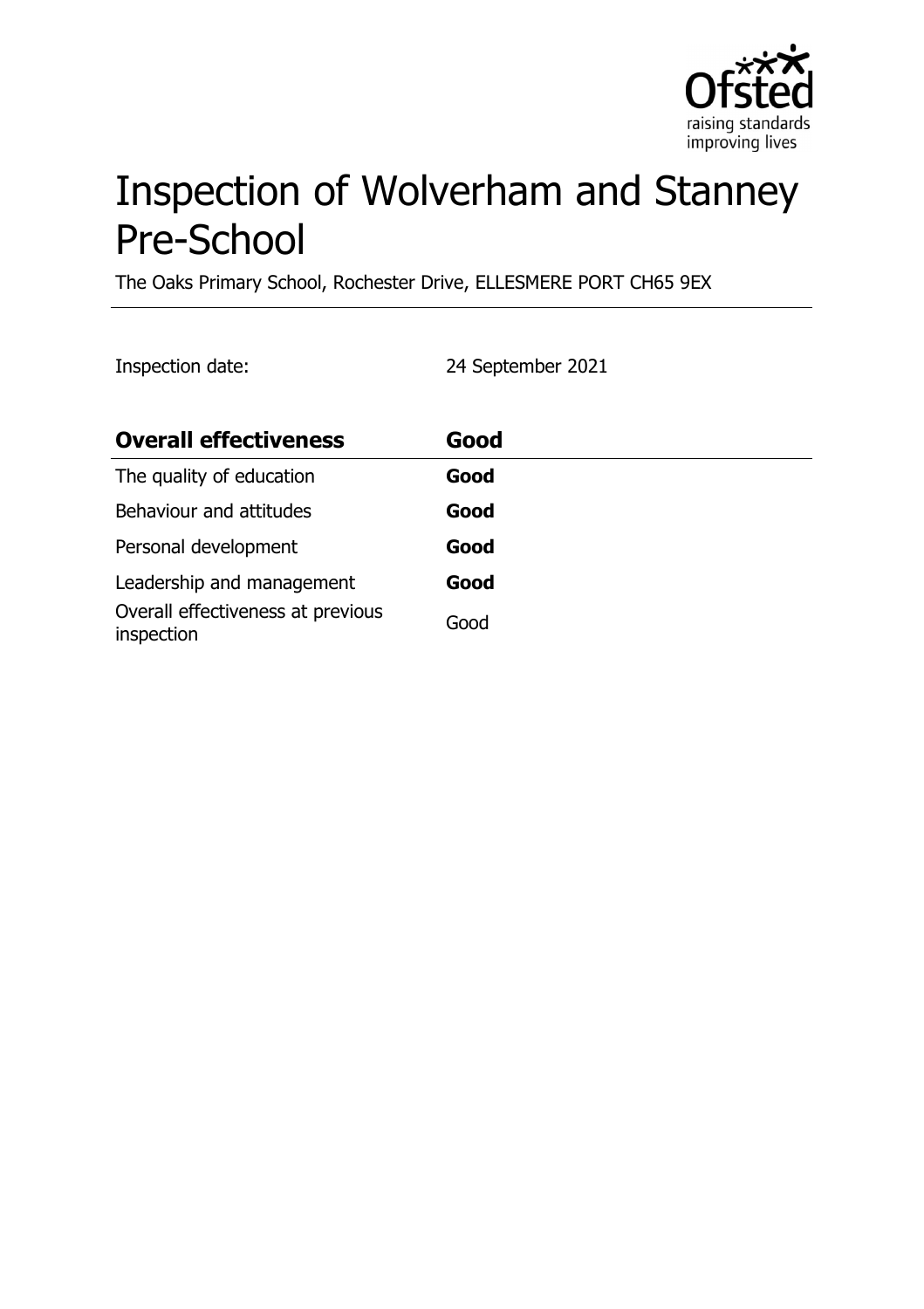# Inspection of Wolverham and Stanney Pre-School

The Oaks Primary School, Rochester Drive, ELLESMERE PORT CH65 9EX

Inspection date: 24 September 2021

| Overall effectiveness | Good |
|---|---|
| The quality of education | **Good** |
| Behaviour and attitudes | **Good** |
| Personal development | **Good** |
| Leadership and management | **Good** |
| Overall effectiveness at previous inspection | Good |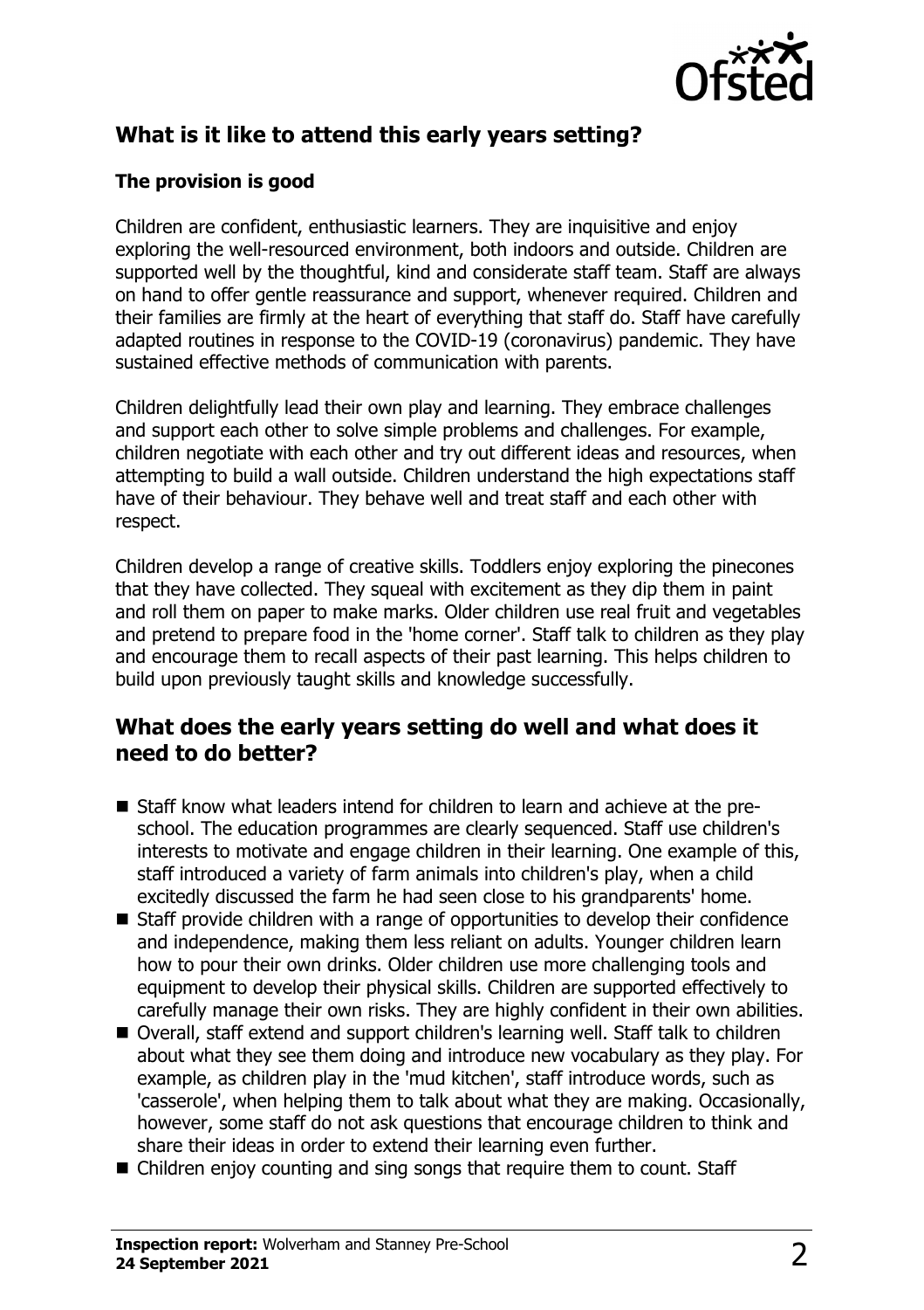## What is it like to attend this early years setting?

### The provision is good

Children are confident, enthusiastic learners. They are inquisitive and enjoy exploring the well-resourced environment, both indoors and outside. Children are supported well by the thoughtful, kind and considerate staff team. Staff are always on hand to offer gentle reassurance and support, whenever required. Children and their families are firmly at the heart of everything that staff do. Staff have carefully adapted routines in response to the COVID-19 (coronavirus) pandemic. They have sustained effective methods of communication with parents.

Children delightfully lead their own play and learning. They embrace challenges and support each other to solve simple problems and challenges. For example, children negotiate with each other and try out different ideas and resources, when attempting to build a wall outside. Children understand the high expectations staff have of their behaviour. They behave well and treat staff and each other with respect.

Children develop a range of creative skills. Toddlers enjoy exploring the pinecones that they have collected. They squeal with excitement as they dip them in paint and roll them on paper to make marks. Older children use real fruit and vegetables and pretend to prepare food in the 'home corner'. Staff talk to children as they play and encourage them to recall aspects of their past learning. This helps children to build upon previously taught skills and knowledge successfully.

## What does the early years setting do well and what does it need to do better?

- Staff know what leaders intend for children to learn and achieve at the pre-school. The education programmes are clearly sequenced. Staff use children's interests to motivate and engage children in their learning. One example of this, staff introduced a variety of farm animals into children's play, when a child excitedly discussed the farm he had seen close to his grandparents' home.
- Staff provide children with a range of opportunities to develop their confidence and independence, making them less reliant on adults. Younger children learn how to pour their own drinks. Older children use more challenging tools and equipment to develop their physical skills. Children are supported effectively to carefully manage their own risks. They are highly confident in their own abilities.
- Overall, staff extend and support children's learning well. Staff talk to children about what they see them doing and introduce new vocabulary as they play. For example, as children play in the 'mud kitchen', staff introduce words, such as 'casserole', when helping them to talk about what they are making. Occasionally, however, some staff do not ask questions that encourage children to think and share their ideas in order to extend their learning even further.
- Children enjoy counting and sing songs that require them to count. Staff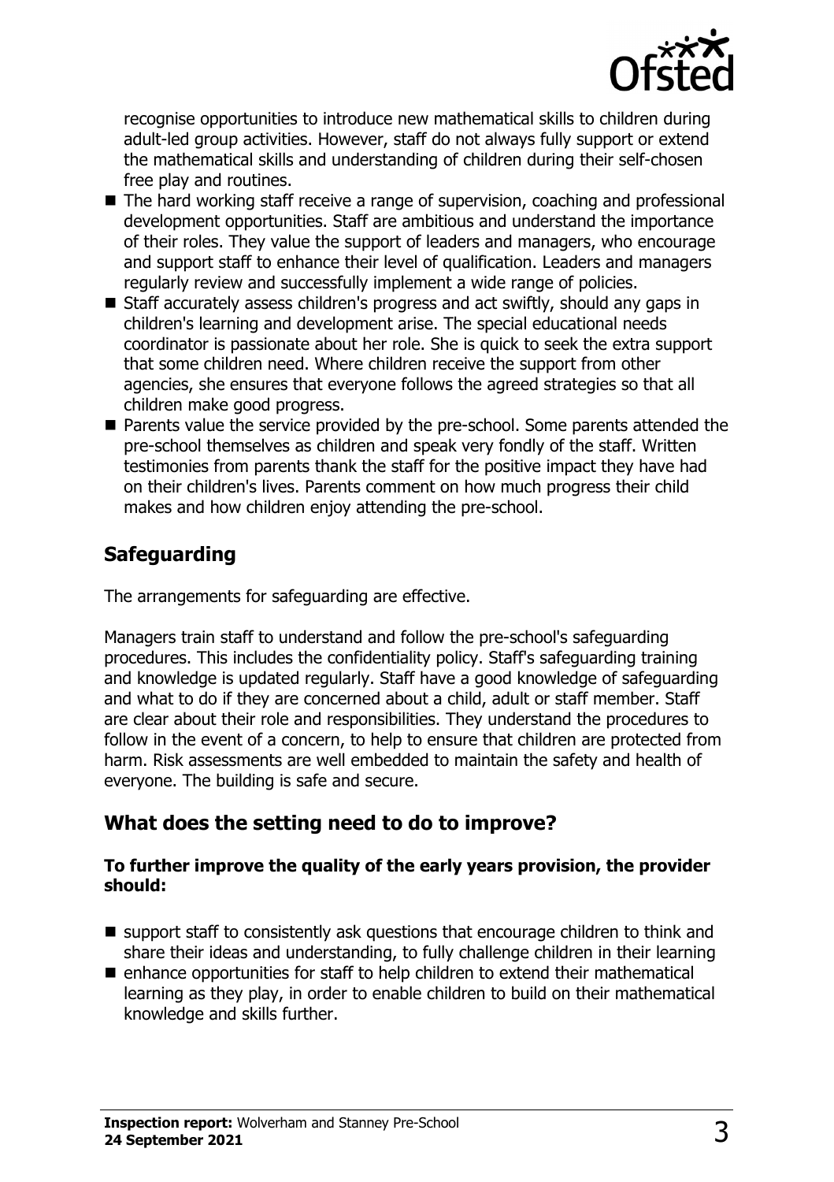recognise opportunities to introduce new mathematical skills to children during adult-led group activities. However, staff do not always fully support or extend the mathematical skills and understanding of children during their self-chosen free play and routines.

- The hard working staff receive a range of supervision, coaching and professional development opportunities. Staff are ambitious and understand the importance of their roles. They value the support of leaders and managers, who encourage and support staff to enhance their level of qualification. Leaders and managers regularly review and successfully implement a wide range of policies.
- Staff accurately assess children's progress and act swiftly, should any gaps in children's learning and development arise. The special educational needs coordinator is passionate about her role. She is quick to seek the extra support that some children need. Where children receive the support from other agencies, she ensures that everyone follows the agreed strategies so that all children make good progress.
- Parents value the service provided by the pre-school. Some parents attended the pre-school themselves as children and speak very fondly of the staff. Written testimonies from parents thank the staff for the positive impact they have had on their children's lives. Parents comment on how much progress their child makes and how children enjoy attending the pre-school.

## Safeguarding

The arrangements for safeguarding are effective.

Managers train staff to understand and follow the pre-school's safeguarding procedures. This includes the confidentiality policy. Staff's safeguarding training and knowledge is updated regularly. Staff have a good knowledge of safeguarding and what to do if they are concerned about a child, adult or staff member. Staff are clear about their role and responsibilities. They understand the procedures to follow in the event of a concern, to help to ensure that children are protected from harm. Risk assessments are well embedded to maintain the safety and health of everyone. The building is safe and secure.

## What does the setting need to do to improve?

**To further improve the quality of the early years provision, the provider should:**

- support staff to consistently ask questions that encourage children to think and share their ideas and understanding, to fully challenge children in their learning
- enhance opportunities for staff to help children to extend their mathematical learning as they play, in order to enable children to build on their mathematical knowledge and skills further.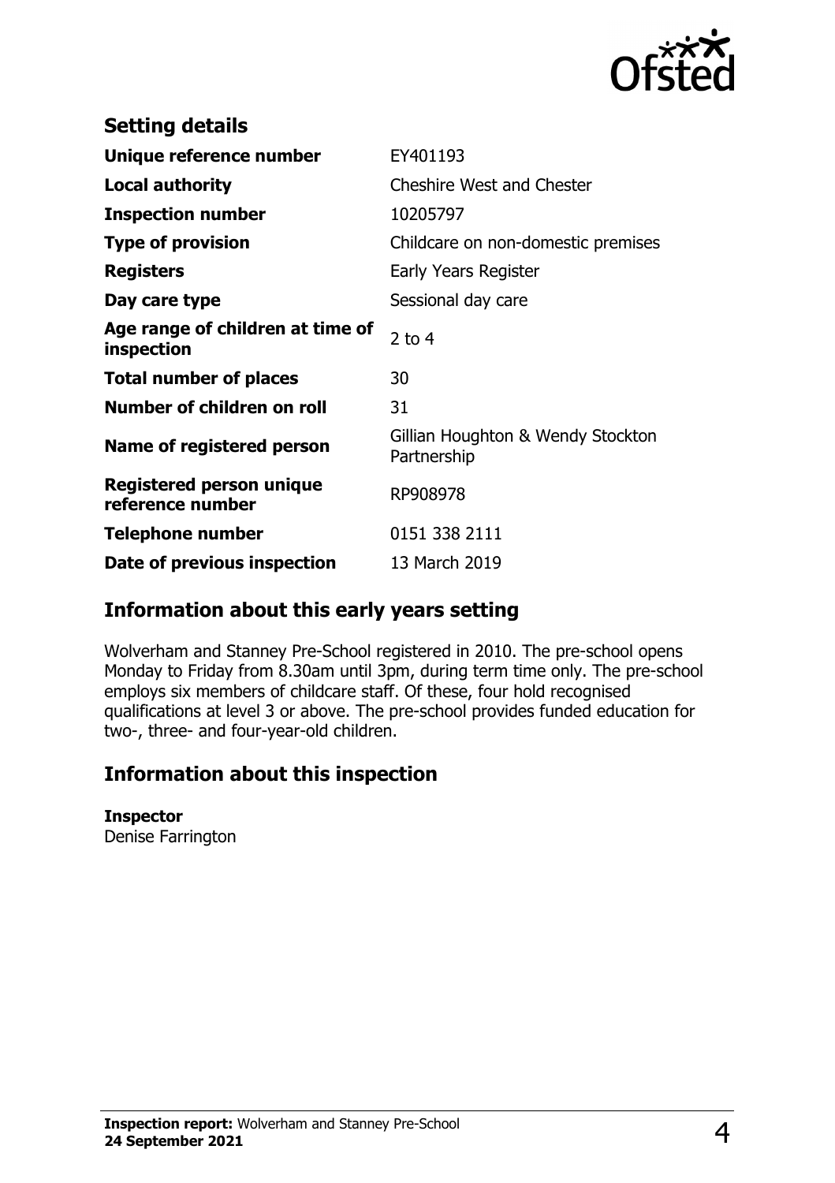## Setting details

| | |
|---|---|
| **Unique reference number** | EY401193 |
| **Local authority** | Cheshire West and Chester |
| **Inspection number** | 10205797 |
| **Type of provision** | Childcare on non-domestic premises |
| **Registers** | Early Years Register |
| **Day care type** | Sessional day care |
| **Age range of children at time of inspection** | 2 to 4 |
| **Total number of places** | 30 |
| **Number of children on roll** | 31 |
| **Name of registered person** | Gillian Houghton & Wendy Stockton Partnership |
| **Registered person unique reference number** | RP908978 |
| **Telephone number** | 0151 338 2111 |
| **Date of previous inspection** | 13 March 2019 |

## Information about this early years setting

Wolverham and Stanney Pre-School registered in 2010. The pre-school opens Monday to Friday from 8.30am until 3pm, during term time only. The pre-school employs six members of childcare staff. Of these, four hold recognised qualifications at level 3 or above. The pre-school provides funded education for two-, three- and four-year-old children.

## Information about this inspection

**Inspector**
Denise Farrington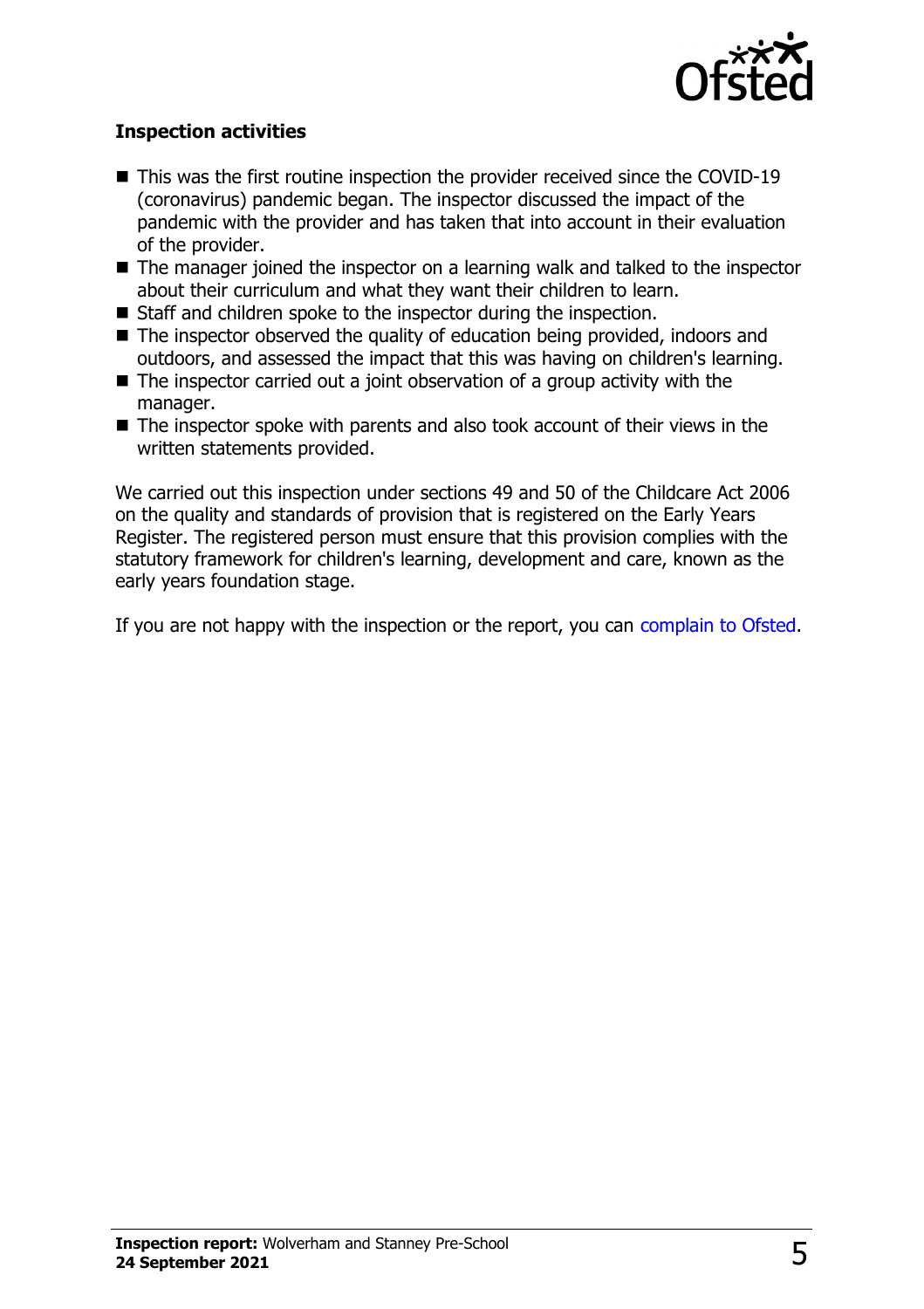**Inspection activities**

- This was the first routine inspection the provider received since the COVID-19 (coronavirus) pandemic began. The inspector discussed the impact of the pandemic with the provider and has taken that into account in their evaluation of the provider.
- The manager joined the inspector on a learning walk and talked to the inspector about their curriculum and what they want their children to learn.
- Staff and children spoke to the inspector during the inspection.
- The inspector observed the quality of education being provided, indoors and outdoors, and assessed the impact that this was having on children's learning.
- The inspector carried out a joint observation of a group activity with the manager.
- The inspector spoke with parents and also took account of their views in the written statements provided.

We carried out this inspection under sections 49 and 50 of the Childcare Act 2006 on the quality and standards of provision that is registered on the Early Years Register. The registered person must ensure that this provision complies with the statutory framework for children's learning, development and care, known as the early years foundation stage.

If you are not happy with the inspection or the report, you can complain to Ofsted.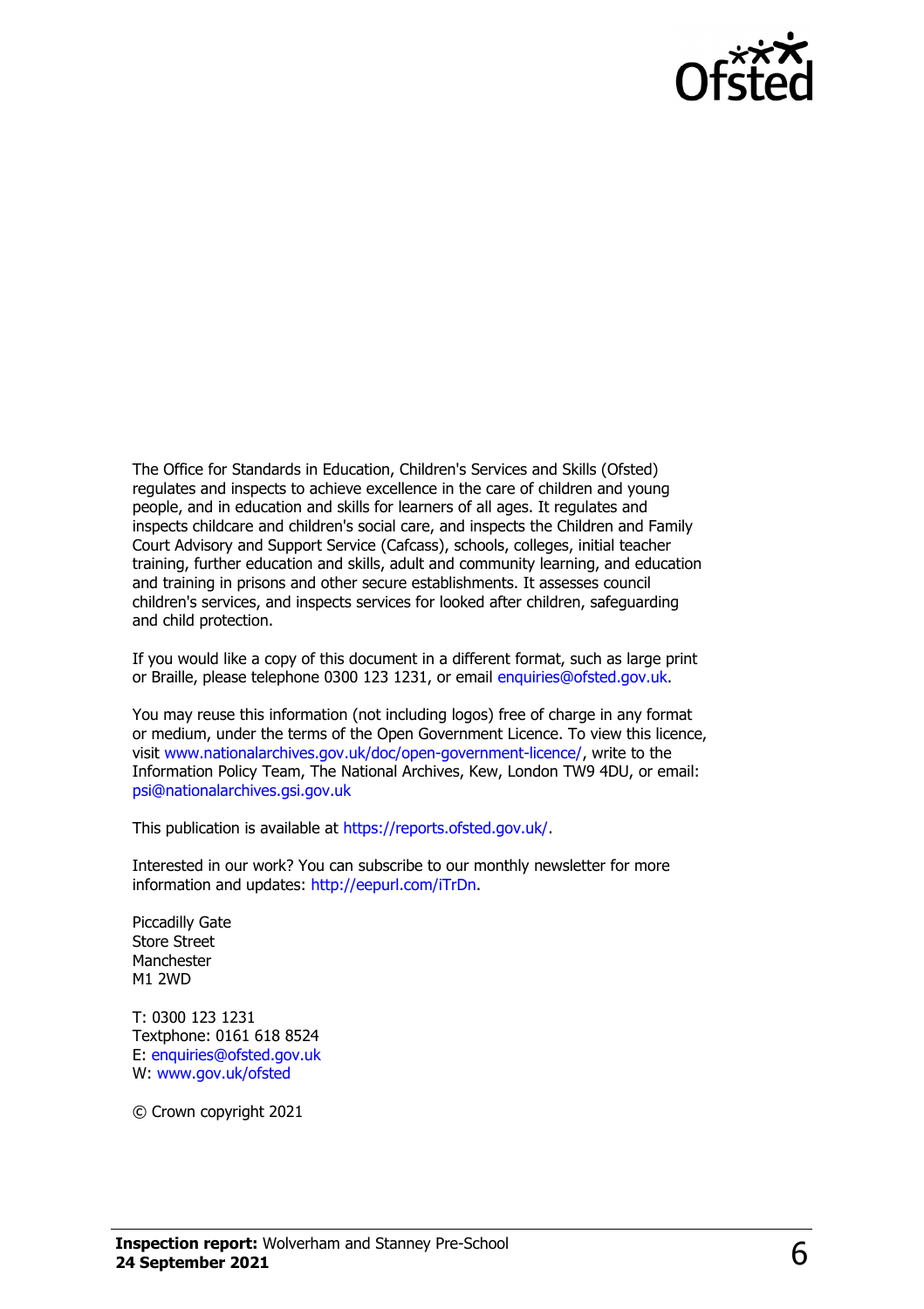The Office for Standards in Education, Children's Services and Skills (Ofsted) regulates and inspects to achieve excellence in the care of children and young people, and in education and skills for learners of all ages. It regulates and inspects childcare and children's social care, and inspects the Children and Family Court Advisory and Support Service (Cafcass), schools, colleges, initial teacher training, further education and skills, adult and community learning, and education and training in prisons and other secure establishments. It assesses council children's services, and inspects services for looked after children, safeguarding and child protection.

If you would like a copy of this document in a different format, such as large print or Braille, please telephone 0300 123 1231, or email enquiries@ofsted.gov.uk.

You may reuse this information (not including logos) free of charge in any format or medium, under the terms of the Open Government Licence. To view this licence, visit www.nationalarchives.gov.uk/doc/open-government-licence/, write to the Information Policy Team, The National Archives, Kew, London TW9 4DU, or email: psi@nationalarchives.gsi.gov.uk

This publication is available at https://reports.ofsted.gov.uk/.

Interested in our work? You can subscribe to our monthly newsletter for more information and updates: http://eepurl.com/iTrDn.

Piccadilly Gate
Store Street
Manchester
M1 2WD

T: 0300 123 1231
Textphone: 0161 618 8524
E: enquiries@ofsted.gov.uk
W: www.gov.uk/ofsted

© Crown copyright 2021